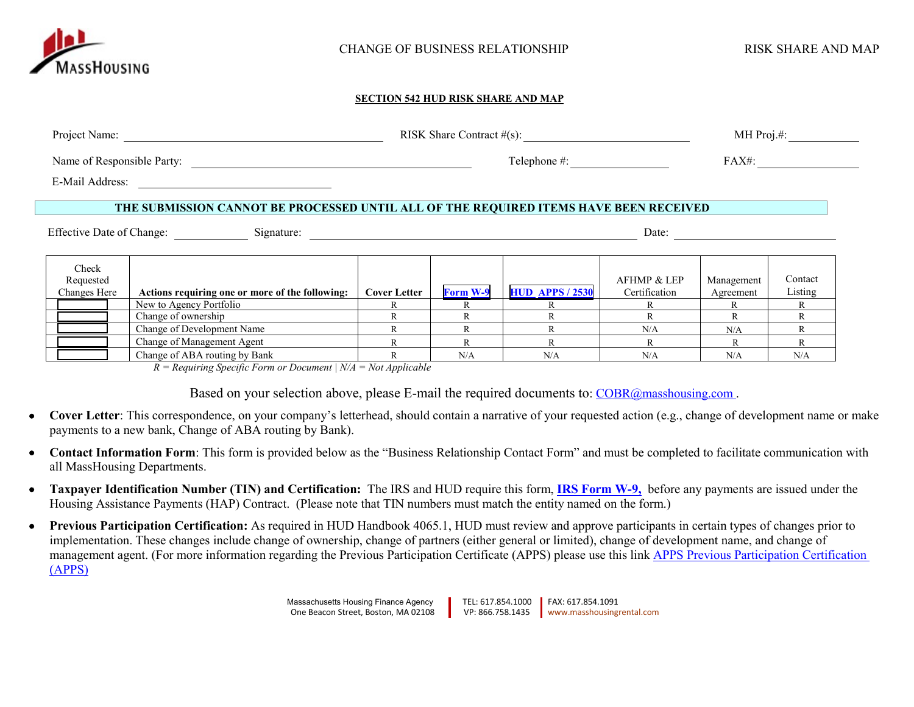CHANGE OF BUSINESS RELATIONSHIP RISK SHARE AND MAP

**SECTION 542 HUD RISK SHARE AND MAP**

Project Name: ______________________ RISK Share Contract #(s): ______________________ MH Proj.#: __________

Name of Responsible Party: ______________________ Telephone #: __________ FAX#: __________

E-Mail Address: ______________________

**THE SUBMISSION CANNOT BE PROCESSED UNTIL ALL OF THE REQUIRED ITEMS HAVE BEEN RECEIVED**

Effective Date of Change: __________ Signature: ______________________ Date: __________

| Check Requested Changes Here | **Actions requiring one or more of the following:** | **Cover Letter** | **Form W-9** | **HUD_APPS / 2530** | AFHMP & LEP Certification | Management Agreement | Contact Listing |
|---|---|---|---|---|---|---|---|
| ☐ | New to Agency Portfolio | R | R | R | R | R | R |
| ☐ | Change of ownership | R | R | R | R | R | R |
| ☐ | Change of Development Name | R | R | R | N/A | N/A | R |
| ☐ | Change of Management Agent | R | R | R | R | R | R |
| ☐ | Change of ABA routing by Bank | R | N/A | N/A | N/A | N/A | N/A |

*R = Requiring Specific Form or Document | N/A = Not Applicable*

Based on your selection above, please E-mail the required documents to: COBR@masshousing.com .

- **Cover Letter**: This correspondence, on your company's letterhead, should contain a narrative of your requested action (e.g., change of development name or make payments to a new bank, Change of ABA routing by Bank).
- **Contact Information Form**: This form is provided below as the "Business Relationship Contact Form" and must be completed to facilitate communication with all MassHousing Departments.
- **Taxpayer Identification Number (TIN) and Certification:** The IRS and HUD require this form, **IRS Form W-9,** before any payments are issued under the Housing Assistance Payments (HAP) Contract. (Please note that TIN numbers must match the entity named on the form.)
- **Previous Participation Certification:** As required in HUD Handbook 4065.1, HUD must review and approve participants in certain types of changes prior to implementation. These changes include change of ownership, change of partners (either general or limited), change of development name, and change of management agent. (For more information regarding the Previous Participation Certificate (APPS) please use this link APPS Previous Participation Certification (APPS)

Massachusetts Housing Finance Agency
One Beacon Street, Boston, MA 02108
TEL: 617.854.1000
VP: 866.758.1435
FAX: 617.854.1091
www.masshousingrental.com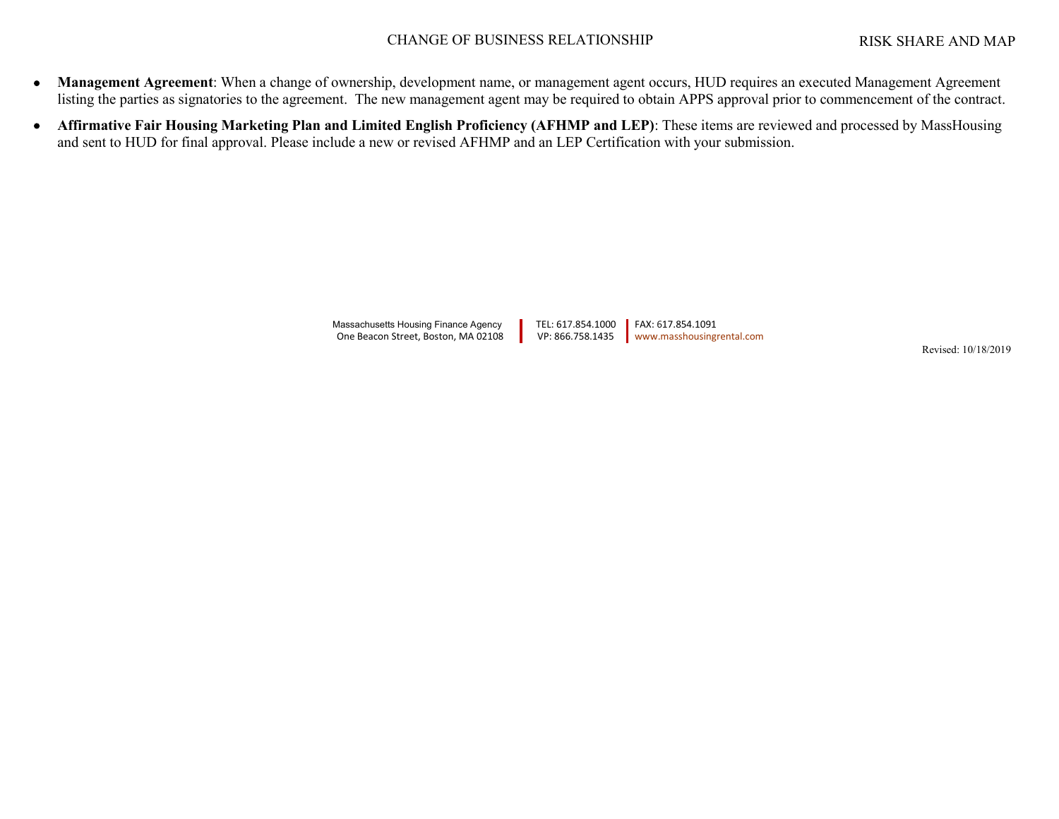- **Management Agreement**: When a change of ownership, development name, or management agent occurs, HUD requires an executed Management Agreement listing the parties as signatories to the agreement. The new management agent may be required to obtain APPS approval prior to commencement of the contract.
- **Affirmative Fair Housing Marketing Plan and Limited English Proficiency (AFHMP and LEP)**: These items are reviewed and processed by MassHousing and sent to HUD for final approval. Please include a new or revised AFHMP and an LEP Certification with your submission.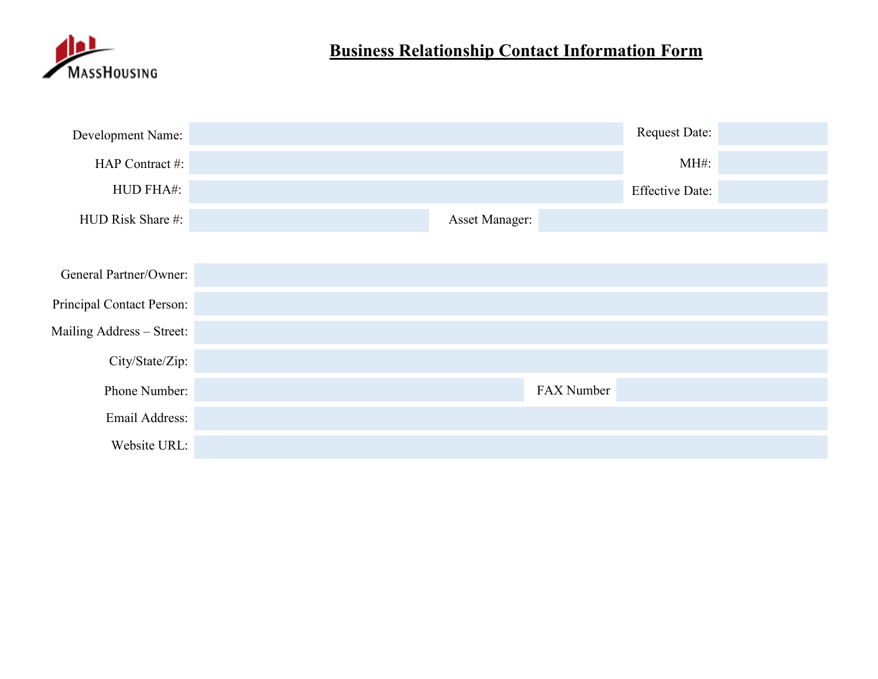MassHousing

# Business Relationship Contact Information Form

| | | | |
|---|---|---|---|
| Development Name: | | Request Date: | |
| HAP Contract #: | | MH#: | |
| HUD FHA#: | | Effective Date: | |
| HUD Risk Share #: | | Asset Manager: | |

| | | | |
|---|---|---|---|
| General Partner/Owner: | | | |
| Principal Contact Person: | | | |
| Mailing Address – Street: | | | |
| City/State/Zip: | | | |
| Phone Number: | | FAX Number | |
| Email Address: | | | |
| Website URL: | | | |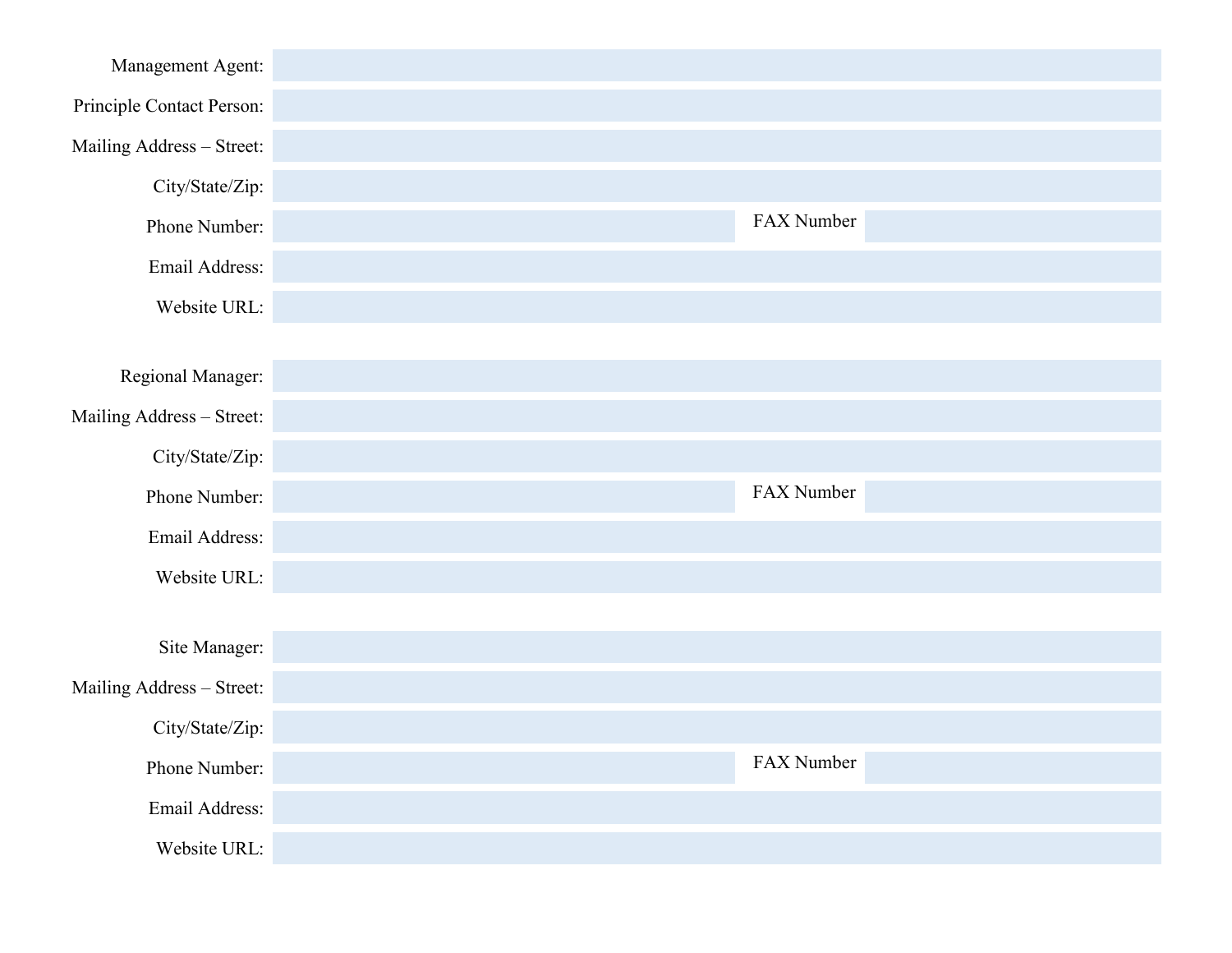Management Agent: 

Principle Contact Person: 

Mailing Address – Street: 

City/State/Zip: 

Phone Number: FAX Number 

Email Address: 

Website URL: 

Regional Manager: 

Mailing Address – Street: 

City/State/Zip: 

Phone Number: FAX Number 

Email Address: 

Website URL: 

Site Manager: 

Mailing Address – Street: 

City/State/Zip: 

Phone Number: FAX Number 

Email Address: 

Website URL: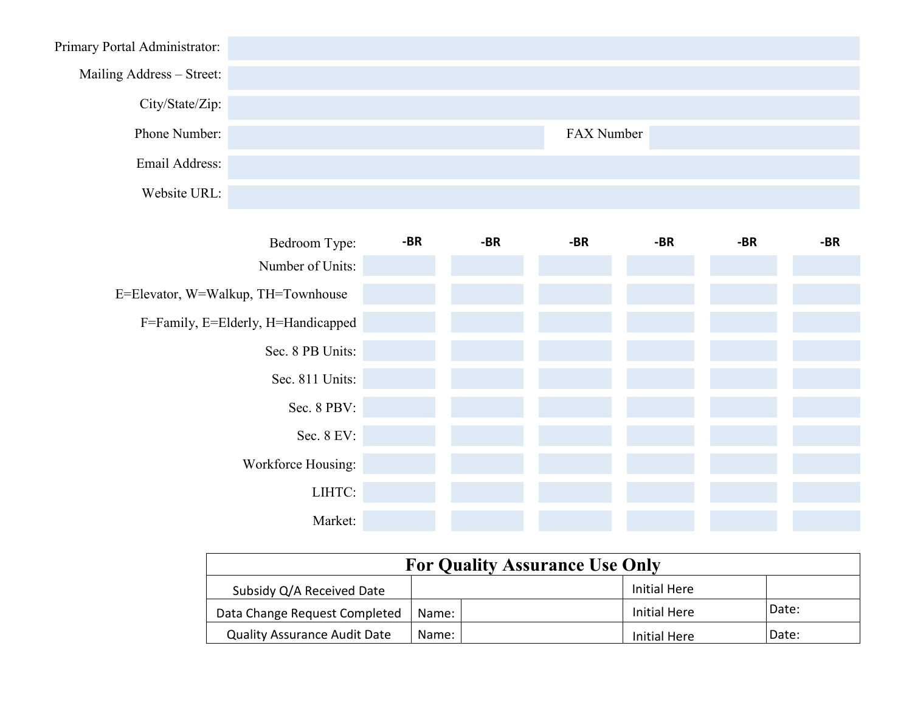| | |
|---|---|
| Primary Portal Administrator: | |
| Mailing Address – Street: | |
| City/State/Zip: | |
| Phone Number: | FAX Number |
| Email Address: | |
| Website URL: | |

| Bedroom Type: | -BR | -BR | -BR | -BR | -BR | -BR |
|---|---|---|---|---|---|---|
| Number of Units: | | | | | | |
| E=Elevator, W=Walkup, TH=Townhouse | | | | | | |
| F=Family, E=Elderly, H=Handicapped | | | | | | |
| Sec. 8 PB Units: | | | | | | |
| Sec. 811 Units: | | | | | | |
| Sec. 8 PBV: | | | | | | |
| Sec. 8 EV: | | | | | | |
| Workforce Housing: | | | | | | |
| LIHTC: | | | | | | |
| Market: | | | | | | |

| For Quality Assurance Use Only | | | | |
|---|---|---|---|---|
| Subsidy Q/A Received Date | | | Initial Here | |
| Data Change Request Completed | Name: | | Initial Here | Date: |
| Quality Assurance Audit Date | Name: | | Initial Here | Date: |